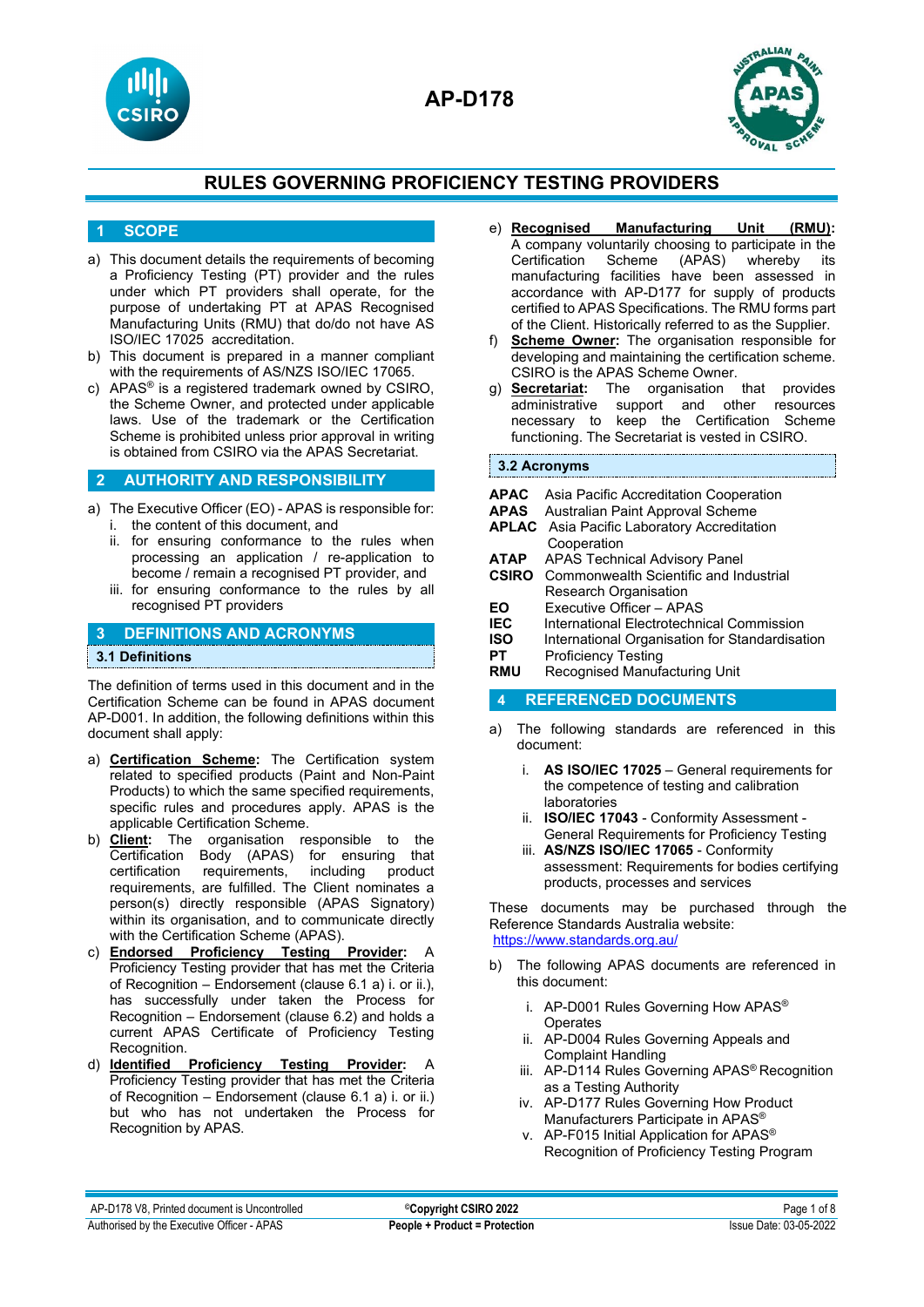# AP-D178

## RULES GOVERNING PROFICIENCY TESTING PROVIDERS

## 1 SCOPE

a) This document details the requirements of becoming a Proficiency Testing (PT) provider and the rules under which PT providers shall operate, for the purpose of undertaking PT at APAS Recognised Manufacturing Units (RMU) that do/do not have AS ISO/IEC 17025 accreditation.
b) This document is prepared in a manner compliant with the requirements of AS/NZS ISO/IEC 17065.
c) APAS® is a registered trademark owned by CSIRO, the Scheme Owner, and protected under applicable laws. Use of the trademark or the Certification Scheme is prohibited unless prior approval in writing is obtained from CSIRO via the APAS Secretariat.

## 2 AUTHORITY AND RESPONSIBILITY

a) The Executive Officer (EO) - APAS is responsible for:
   i. the content of this document, and
   ii. for ensuring conformance to the rules when processing an application / re-application to become / remain a recognised PT provider, and
   iii. for ensuring conformance to the rules by all recognised PT providers

## 3 DEFINITIONS AND ACRONYMS

### 3.1 Definitions

The definition of terms used in this document and in the Certification Scheme can be found in APAS document AP-D001. In addition, the following definitions within this document shall apply:

a) **Certification Scheme:** The Certification system related to specified products (Paint and Non-Paint Products) to which the same specified requirements, specific rules and procedures apply. APAS is the applicable Certification Scheme.
b) **Client:** The organisation responsible to the Certification Body (APAS) for ensuring that certification requirements, including product requirements, are fulfilled. The Client nominates a person(s) directly responsible (APAS Signatory) within its organisation, and to communicate directly with the Certification Scheme (APAS).
c) **Endorsed Proficiency Testing Provider:** A Proficiency Testing provider that has met the Criteria of Recognition – Endorsement (clause 6.1 a) i. or ii.), has successfully under taken the Process for Recognition – Endorsement (clause 6.2) and holds a current APAS Certificate of Proficiency Testing Recognition.
d) **Identified Proficiency Testing Provider:** A Proficiency Testing provider that has met the Criteria of Recognition – Endorsement (clause 6.1 a) i. or ii.) but who has not undertaken the Process for Recognition by APAS.
e) **Recognised Manufacturing Unit (RMU):** A company voluntarily choosing to participate in the Certification Scheme (APAS) whereby its manufacturing facilities have been assessed in accordance with AP-D177 for supply of products certified to APAS Specifications. The RMU forms part of the Client. Historically referred to as the Supplier.
f) **Scheme Owner:** The organisation responsible for developing and maintaining the certification scheme. CSIRO is the APAS Scheme Owner.
g) **Secretariat:** The organisation that provides administrative support and other resources necessary to keep the Certification Scheme functioning. The Secretariat is vested in CSIRO.

### 3.2 Acronyms

| | |
|---|---|
| **APAC** | Asia Pacific Accreditation Cooperation |
| **APAS** | Australian Paint Approval Scheme |
| **APLAC** | Asia Pacific Laboratory Accreditation Cooperation |
| **ATAP** | APAS Technical Advisory Panel |
| **CSIRO** | Commonwealth Scientific and Industrial Research Organisation |
| **EO** | Executive Officer – APAS |
| **IEC** | International Electrotechnical Commission |
| **ISO** | International Organisation for Standardisation |
| **PT** | Proficiency Testing |
| **RMU** | Recognised Manufacturing Unit |

## 4 REFERENCED DOCUMENTS

a) The following standards are referenced in this document:
   i. **AS ISO/IEC 17025** – General requirements for the competence of testing and calibration laboratories
   ii. **ISO/IEC 17043** - Conformity Assessment - General Requirements for Proficiency Testing
   iii. **AS/NZS ISO/IEC 17065** - Conformity assessment: Requirements for bodies certifying products, processes and services

These documents may be purchased through the Reference Standards Australia website: https://www.standards.org.au/

b) The following APAS documents are referenced in this document:
   i. AP-D001 Rules Governing How APAS® Operates
   ii. AP-D004 Rules Governing Appeals and Complaint Handling
   iii. AP-D114 Rules Governing APAS® Recognition as a Testing Authority
   iv. AP-D177 Rules Governing How Product Manufacturers Participate in APAS®
   v. AP-F015 Initial Application for APAS® Recognition of Proficiency Testing Program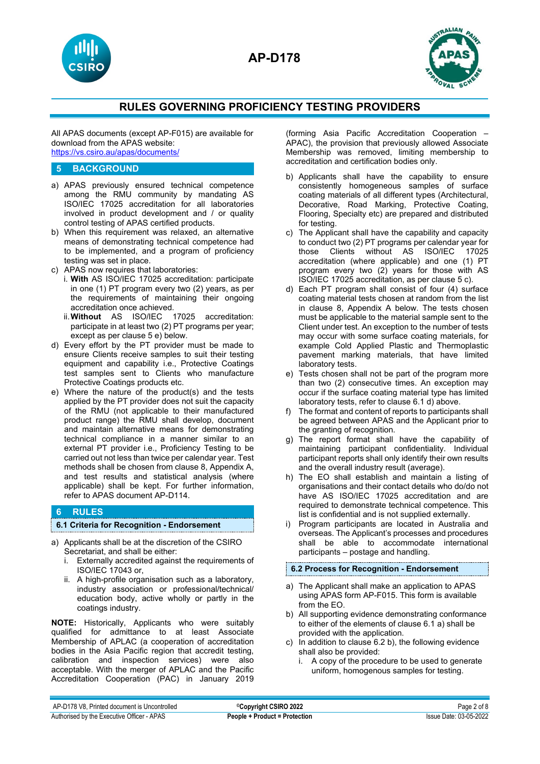# RULES GOVERNING PROFICIENCY TESTING PROVIDERS

All APAS documents (except AP-F015) are available for download from the APAS website:
https://vs.csiro.au/apas/documents/

## 5 BACKGROUND

a) APAS previously ensured technical competence among the RMU community by mandating AS ISO/IEC 17025 accreditation for all laboratories involved in product development and / or quality control testing of APAS certified products.

b) When this requirement was relaxed, an alternative means of demonstrating technical competence had to be implemented, and a program of proficiency testing was set in place.

c) APAS now requires that laboratories:
   i. **With** AS ISO/IEC 17025 accreditation: participate in one (1) PT program every two (2) years, as per the requirements of maintaining their ongoing accreditation once achieved.
   ii. **Without** AS ISO/IEC 17025 accreditation: participate in at least two (2) PT programs per year; except as per clause 5 e) below.

d) Every effort by the PT provider must be made to ensure Clients receive samples to suit their testing equipment and capability i.e., Protective Coatings test samples sent to Clients who manufacture Protective Coatings products etc.

e) Where the nature of the product(s) and the tests applied by the PT provider does not suit the capacity of the RMU (not applicable to their manufactured product range) the RMU shall develop, document and maintain alternative means for demonstrating technical compliance in a manner similar to an external PT provider i.e., Proficiency Testing to be carried out not less than twice per calendar year. Test methods shall be chosen from clause 8, Appendix A, and test results and statistical analysis (where applicable) shall be kept. For further information, refer to APAS document AP-D114.

## 6 RULES

### 6.1 Criteria for Recognition - Endorsement

a) Applicants shall be at the discretion of the CSIRO Secretariat, and shall be either:
   i. Externally accredited against the requirements of ISO/IEC 17043 or,
   ii. A high-profile organisation such as a laboratory, industry association or professional/technical/ education body, active wholly or partly in the coatings industry.

**NOTE:** Historically, Applicants who were suitably qualified for admittance to at least Associate Membership of APLAC (a cooperation of accreditation bodies in the Asia Pacific region that accredit testing, calibration and inspection services) were also acceptable. With the merger of APLAC and the Pacific Accreditation Cooperation (PAC) in January 2019 (forming Asia Pacific Accreditation Cooperation – APAC), the provision that previously allowed Associate Membership was removed, limiting membership to accreditation and certification bodies only.

b) Applicants shall have the capability to ensure consistently homogeneous samples of surface coating materials of all different types (Architectural, Decorative, Road Marking, Protective Coating, Flooring, Specialty etc) are prepared and distributed for testing.

c) The Applicant shall have the capability and capacity to conduct two (2) PT programs per calendar year for those Clients without AS ISO/IEC 17025 accreditation (where applicable) and one (1) PT program every two (2) years for those with AS ISO/IEC 17025 accreditation, as per clause 5 c).

d) Each PT program shall consist of four (4) surface coating material tests chosen at random from the list in clause 8, Appendix A below. The tests chosen must be applicable to the material sample sent to the Client under test. An exception to the number of tests may occur with some surface coating materials, for example Cold Applied Plastic and Thermoplastic pavement marking materials, that have limited laboratory tests.

e) Tests chosen shall not be part of the program more than two (2) consecutive times. An exception may occur if the surface coating material type has limited laboratory tests, refer to clause 6.1 d) above.

f) The format and content of reports to participants shall be agreed between APAS and the Applicant prior to the granting of recognition.

g) The report format shall have the capability of maintaining participant confidentiality. Individual participant reports shall only identify their own results and the overall industry result (average).

h) The EO shall establish and maintain a listing of organisations and their contact details who do/do not have AS ISO/IEC 17025 accreditation and are required to demonstrate technical competence. This list is confidential and is not supplied externally.

i) Program participants are located in Australia and overseas. The Applicant's processes and procedures shall be able to accommodate international participants – postage and handling.

### 6.2 Process for Recognition - Endorsement

a) The Applicant shall make an application to APAS using APAS form AP-F015. This form is available from the EO.

b) All supporting evidence demonstrating conformance to either of the elements of clause 6.1 a) shall be provided with the application.

c) In addition to clause 6.2 b), the following evidence shall also be provided:
   i. A copy of the procedure to be used to generate uniform, homogenous samples for testing.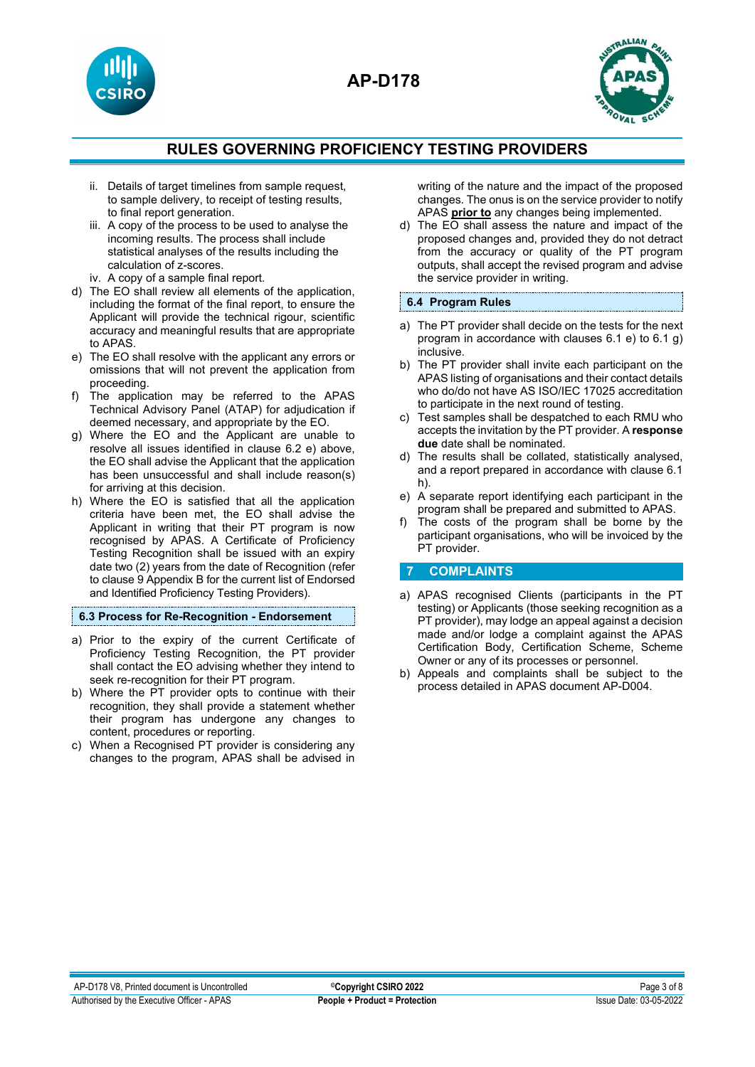ii. Details of target timelines from sample request, to sample delivery, to receipt of testing results, to final report generation.
iii. A copy of the process to be used to analyse the incoming results. The process shall include statistical analyses of the results including the calculation of z-scores.
iv. A copy of a sample final report.

d) The EO shall review all elements of the application, including the format of the final report, to ensure the Applicant will provide the technical rigour, scientific accuracy and meaningful results that are appropriate to APAS.
e) The EO shall resolve with the applicant any errors or omissions that will not prevent the application from proceeding.
f) The application may be referred to the APAS Technical Advisory Panel (ATAP) for adjudication if deemed necessary, and appropriate by the EO.
g) Where the EO and the Applicant are unable to resolve all issues identified in clause 6.2 e) above, the EO shall advise the Applicant that the application has been unsuccessful and shall include reason(s) for arriving at this decision.
h) Where the EO is satisfied that all the application criteria have been met, the EO shall advise the Applicant in writing that their PT program is now recognised by APAS. A Certificate of Proficiency Testing Recognition shall be issued with an expiry date two (2) years from the date of Recognition (refer to clause 9 Appendix B for the current list of Endorsed and Identified Proficiency Testing Providers).

### 6.3 Process for Re-Recognition - Endorsement

a) Prior to the expiry of the current Certificate of Proficiency Testing Recognition, the PT provider shall contact the EO advising whether they intend to seek re-recognition for their PT program.
b) Where the PT provider opts to continue with their recognition, they shall provide a statement whether their program has undergone any changes to content, procedures or reporting.
c) When a Recognised PT provider is considering any changes to the program, APAS shall be advised in writing of the nature and the impact of the proposed changes. The onus is on the service provider to notify APAS **prior to** any changes being implemented.
d) The EO shall assess the nature and impact of the proposed changes and, provided they do not detract from the accuracy or quality of the PT program outputs, shall accept the revised program and advise the service provider in writing.

### 6.4 Program Rules

a) The PT provider shall decide on the tests for the next program in accordance with clauses 6.1 e) to 6.1 g) inclusive.
b) The PT provider shall invite each participant on the APAS listing of organisations and their contact details who do/do not have AS ISO/IEC 17025 accreditation to participate in the next round of testing.
c) Test samples shall be despatched to each RMU who accepts the invitation by the PT provider. A **response due** date shall be nominated.
d) The results shall be collated, statistically analysed, and a report prepared in accordance with clause 6.1 h).
e) A separate report identifying each participant in the program shall be prepared and submitted to APAS.
f) The costs of the program shall be borne by the participant organisations, who will be invoiced by the PT provider.

## 7 COMPLAINTS

a) APAS recognised Clients (participants in the PT testing) or Applicants (those seeking recognition as a PT provider), may lodge an appeal against a decision made and/or lodge a complaint against the APAS Certification Body, Certification Scheme, Scheme Owner or any of its processes or personnel.
b) Appeals and complaints shall be subject to the process detailed in APAS document AP-D004.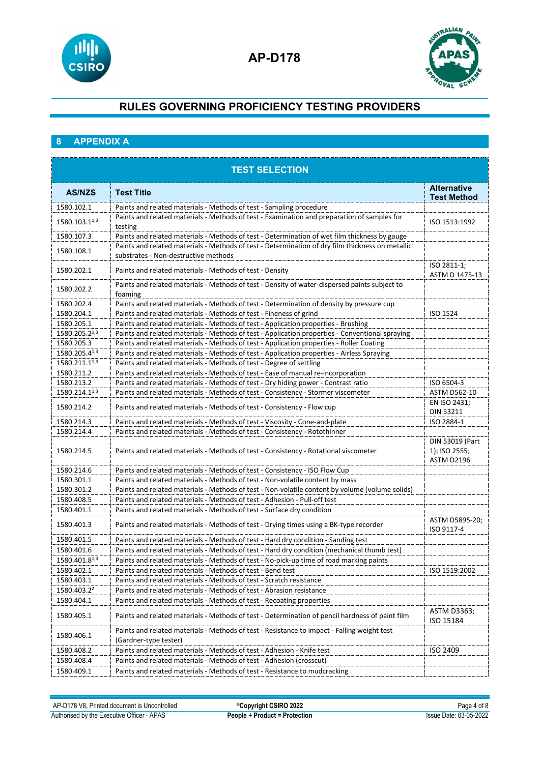## 8 APPENDIX A

| TEST SELECTION | | |
|---|---|---|
| **AS/NZS** | **Test Title** | **Alternative Test Method** |
| 1580.102.1 | Paints and related materials - Methods of test - Sampling procedure | |
| 1580.103.1[1,3] | Paints and related materials - Methods of test - Examination and preparation of samples for testing | ISO 1513:1992 |
| 1580.107.3 | Paints and related materials - Methods of test - Determination of wet film thickness by gauge | |
| 1580.108.1 | Paints and related materials - Methods of test - Determination of dry film thickness on metallic substrates - Non-destructive methods | |
| 1580.202.1 | Paints and related materials - Methods of test - Density | ISO 2811-1; ASTM D 1475-13 |
| 1580.202.2 | Paints and related materials - Methods of test - Density of water-dispersed paints subject to foaming | |
| 1580.202.4 | Paints and related materials - Methods of test - Determination of density by pressure cup | |
| 1580.204.1 | Paints and related materials - Methods of test - Fineness of grind | ISO 1524 |
| 1580.205.1 | Paints and related materials - Methods of test - Application properties - Brushing | |
| 1580.205.2[1,3] | Paints and related materials - Methods of test - Application properties - Conventional spraying | |
| 1580.205.3 | Paints and related materials - Methods of test - Application properties - Roller Coating | |
| 1580.205.4[1,3] | Paints and related materials - Methods of test - Application properties - Airless Spraying | |
| 1580.211.1[1,3] | Paints and related materials - Methods of test - Degree of settling | |
| 1580.211.2 | Paints and related materials - Methods of test - Ease of manual re-incorporation | |
| 1580.213.2 | Paints and related materials - Methods of test - Dry hiding power - Contrast ratio | ISO 6504-3 |
| 1580.214.1[1,3] | Paints and related materials - Methods of test - Consistency - Stormer viscometer | ASTM D562-10 |
| 1580 214.2 | Paints and related materials - Methods of test - Consistency - Flow cup | EN ISO 2431; DIN 53211 |
| 1580 214.3 | Paints and related materials - Methods of test - Viscosity - Cone-and-plate | ISO 2884-1 |
| 1580.214.4 | Paints and related materials - Methods of test - Consistency - Rotothinner | |
| 1580.214.5 | Paints and related materials - Methods of test - Consistency - Rotational viscometer | DIN 53019 (Part 1); ISO 2555; ASTM D2196 |
| 1580.214.6 | Paints and related materials - Methods of test - Consistency - ISO Flow Cup | |
| 1580.301.1 | Paints and related materials - Methods of test - Non-volatile content by mass | |
| 1580.301.2 | Paints and related materials - Methods of test - Non-volatile content by volume (volume solids) | |
| 1580.408.5 | Paints and related materials - Methods of test - Adhesion - Pull-off test | |
| 1580.401.1 | Paints and related materials - Methods of test - Surface dry condition | |
| 1580.401.3 | Paints and related materials - Methods of test - Drying times using a BK-type recorder | ASTM D5895-20; ISO 9117-4 |
| 1580.401.5 | Paints and related materials - Methods of test - Hard dry condition - Sanding test | |
| 1580.401.6 | Paints and related materials - Methods of test - Hard dry condition (mechanical thumb test) | |
| 1580.401.8[1,3] | Paints and related materials - Methods of test - No-pick-up time of road marking paints | |
| 1580.402.1 | Paints and related materials - Methods of test - Bend test | ISO 1519:2002 |
| 1580.403.1 | Paints and related materials - Methods of test - Scratch resistance | |
| 1580.403.2[2] | Paints and related materials - Methods of test - Abrasion resistance | |
| 1580.404.1 | Paints and related materials - Methods of test - Recoating properties | |
| 1580.405.1 | Paints and related materials - Methods of test - Determination of pencil hardness of paint film | ASTM D3363; ISO 15184 |
| 1580.406.1 | Paints and related materials - Methods of test - Resistance to impact - Falling weight test (Gardner-type tester) | |
| 1580.408.2 | Paints and related materials - Methods of test - Adhesion - Knife test | ISO 2409 |
| 1580.408.4 | Paints and related materials - Methods of test - Adhesion (crosscut) | |
| 1580.409.1 | Paints and related materials - Methods of test - Resistance to mudcracking | |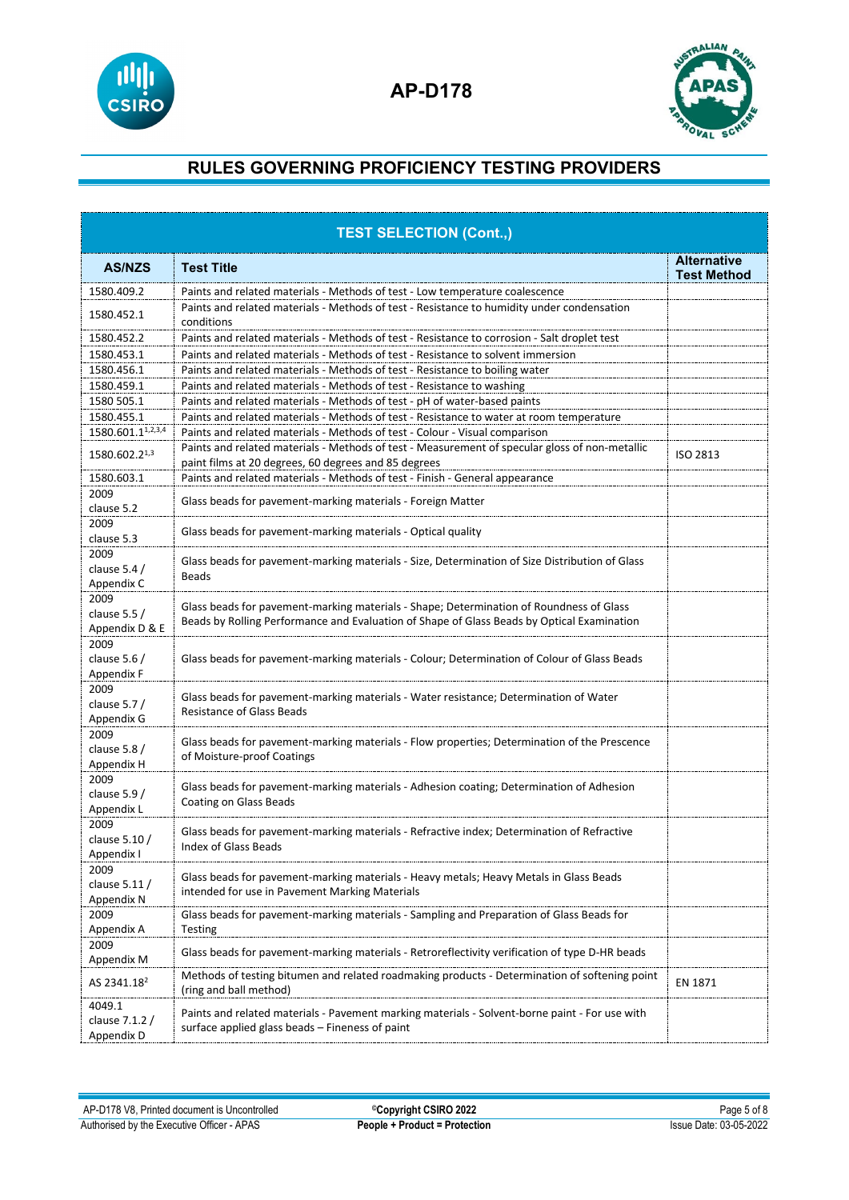# AP-D178

## RULES GOVERNING PROFICIENCY TESTING PROVIDERS

| TEST SELECTION (Cont.,) | | |
|---|---|---|
| **AS/NZS** | **Test Title** | **Alternative Test Method** |
| 1580.409.2 | Paints and related materials - Methods of test - Low temperature coalescence | |
| 1580.452.1 | Paints and related materials - Methods of test - Resistance to humidity under condensation conditions | |
| 1580.452.2 | Paints and related materials - Methods of test - Resistance to corrosion - Salt droplet test | |
| 1580.453.1 | Paints and related materials - Methods of test - Resistance to solvent immersion | |
| 1580.456.1 | Paints and related materials - Methods of test - Resistance to boiling water | |
| 1580.459.1 | Paints and related materials - Methods of test - Resistance to washing | |
| 1580 505.1 | Paints and related materials - Methods of test - pH of water-based paints | |
| 1580.455.1 | Paints and related materials - Methods of test - Resistance to water at room temperature | |
| 1580.601.1[1,2,3,4] | Paints and related materials - Methods of test - Colour - Visual comparison | |
| 1580.602.2[1,3] | Paints and related materials - Methods of test - Measurement of specular gloss of non-metallic paint films at 20 degrees, 60 degrees and 85 degrees | ISO 2813 |
| 1580.603.1 | Paints and related materials - Methods of test - Finish - General appearance | |
| 2009 clause 5.2 | Glass beads for pavement-marking materials - Foreign Matter | |
| 2009 clause 5.3 | Glass beads for pavement-marking materials - Optical quality | |
| 2009 clause 5.4 / Appendix C | Glass beads for pavement-marking materials - Size, Determination of Size Distribution of Glass Beads | |
| 2009 clause 5.5 / Appendix D & E | Glass beads for pavement-marking materials - Shape; Determination of Roundness of Glass Beads by Rolling Performance and Evaluation of Shape of Glass Beads by Optical Examination | |
| 2009 clause 5.6 / Appendix F | Glass beads for pavement-marking materials - Colour; Determination of Colour of Glass Beads | |
| 2009 clause 5.7 / Appendix G | Glass beads for pavement-marking materials - Water resistance; Determination of Water Resistance of Glass Beads | |
| 2009 clause 5.8 / Appendix H | Glass beads for pavement-marking materials - Flow properties; Determination of the Prescence of Moisture-proof Coatings | |
| 2009 clause 5.9 / Appendix L | Glass beads for pavement-marking materials - Adhesion coating; Determination of Adhesion Coating on Glass Beads | |
| 2009 clause 5.10 / Appendix I | Glass beads for pavement-marking materials - Refractive index; Determination of Refractive Index of Glass Beads | |
| 2009 clause 5.11 / Appendix N | Glass beads for pavement-marking materials - Heavy metals; Heavy Metals in Glass Beads intended for use in Pavement Marking Materials | |
| 2009 Appendix A | Glass beads for pavement-marking materials - Sampling and Preparation of Glass Beads for Testing | |
| 2009 Appendix M | Glass beads for pavement-marking materials - Retroreflectivity verification of type D-HR beads | |
| AS 2341.18[2] | Methods of testing bitumen and related roadmaking products - Determination of softening point (ring and ball method) | EN 1871 |
| 4049.1 clause 7.1.2 / Appendix D | Paints and related materials - Pavement marking materials - Solvent-borne paint - For use with surface applied glass beads – Fineness of paint | |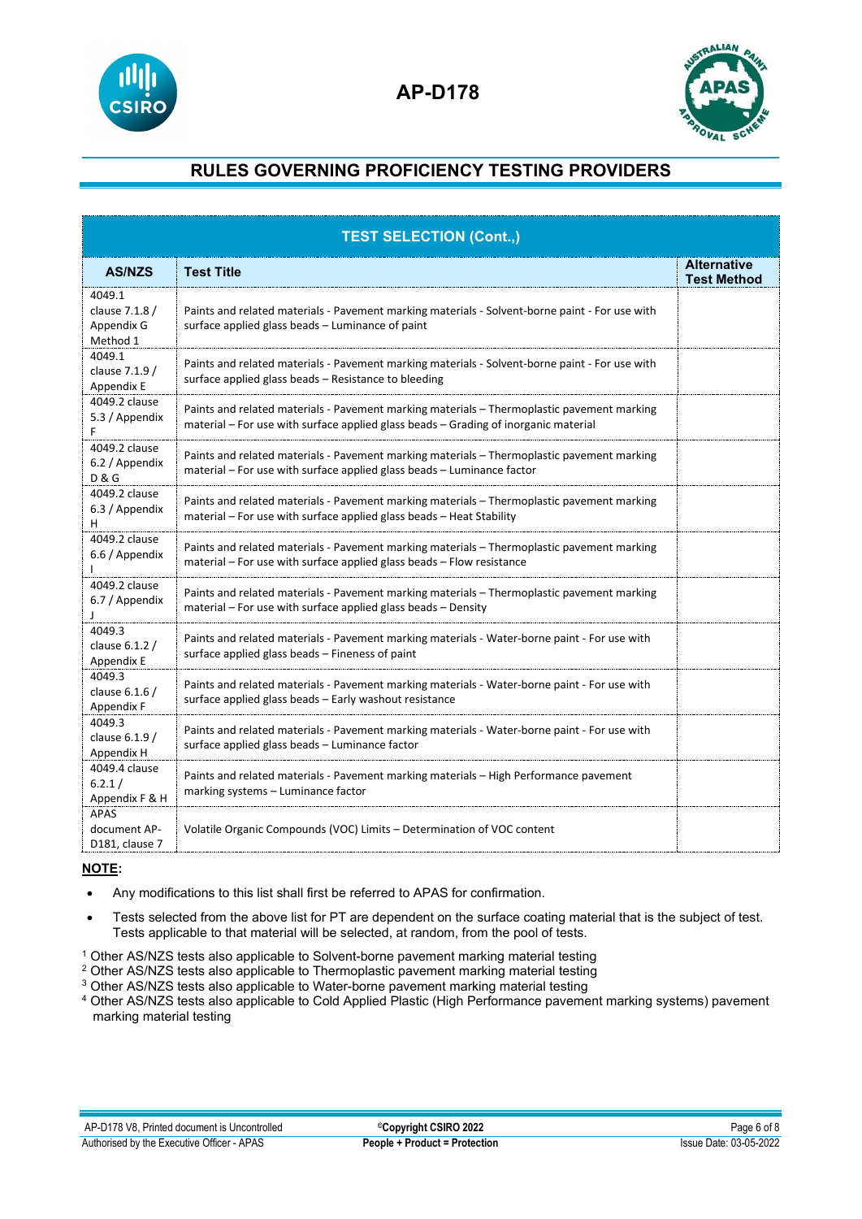# AP-D178

## RULES GOVERNING PROFICIENCY TESTING PROVIDERS

| TEST SELECTION (Cont.,) | | |
|---|---|---|
| **AS/NZS** | **Test Title** | **Alternative Test Method** |
| 4049.1 clause 7.1.8 / Appendix G Method 1 | Paints and related materials - Pavement marking materials - Solvent-borne paint - For use with surface applied glass beads – Luminance of paint | |
| 4049.1 clause 7.1.9 / Appendix E | Paints and related materials - Pavement marking materials - Solvent-borne paint - For use with surface applied glass beads – Resistance to bleeding | |
| 4049.2 clause 5.3 / Appendix F | Paints and related materials - Pavement marking materials – Thermoplastic pavement marking material – For use with surface applied glass beads – Grading of inorganic material | |
| 4049.2 clause 6.2 / Appendix D & G | Paints and related materials - Pavement marking materials – Thermoplastic pavement marking material – For use with surface applied glass beads – Luminance factor | |
| 4049.2 clause 6.3 / Appendix H | Paints and related materials - Pavement marking materials – Thermoplastic pavement marking material – For use with surface applied glass beads – Heat Stability | |
| 4049.2 clause 6.6 / Appendix I | Paints and related materials - Pavement marking materials – Thermoplastic pavement marking material – For use with surface applied glass beads – Flow resistance | |
| 4049.2 clause 6.7 / Appendix J | Paints and related materials - Pavement marking materials – Thermoplastic pavement marking material – For use with surface applied glass beads – Density | |
| 4049.3 clause 6.1.2 / Appendix E | Paints and related materials - Pavement marking materials - Water-borne paint - For use with surface applied glass beads – Fineness of paint | |
| 4049.3 clause 6.1.6 / Appendix F | Paints and related materials - Pavement marking materials - Water-borne paint - For use with surface applied glass beads – Early washout resistance | |
| 4049.3 clause 6.1.9 / Appendix H | Paints and related materials - Pavement marking materials - Water-borne paint - For use with surface applied glass beads – Luminance factor | |
| 4049.4 clause 6.2.1 / Appendix F & H | Paints and related materials - Pavement marking materials – High Performance pavement marking systems – Luminance factor | |
| APAS document AP-D181, clause 7 | Volatile Organic Compounds (VOC) Limits – Determination of VOC content | |

**NOTE:**

- Any modifications to this list shall first be referred to APAS for confirmation.
- Tests selected from the above list for PT are dependent on the surface coating material that is the subject of test. Tests applicable to that material will be selected, at random, from the pool of tests.

[1] Other AS/NZS tests also applicable to Solvent-borne pavement marking material testing
[2] Other AS/NZS tests also applicable to Thermoplastic pavement marking material testing
[3] Other AS/NZS tests also applicable to Water-borne pavement marking material testing
[4] Other AS/NZS tests also applicable to Cold Applied Plastic (High Performance pavement marking systems) pavement marking material testing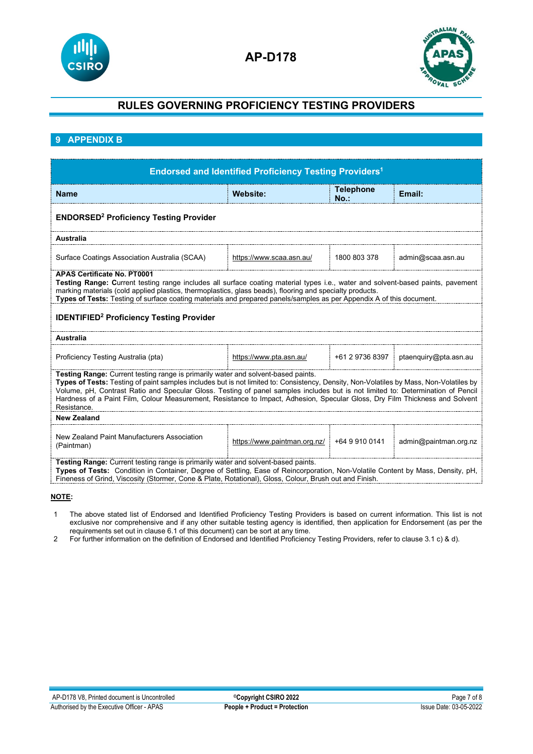## 9 APPENDIX B

| Endorsed and Identified Proficiency Testing Providers[1] | | | |
|---|---|---|---|
| **Name** | **Website:** | **Telephone No.:** | **Email:** |
| **ENDORSED[2] Proficiency Testing Provider** | | | |
| **Australia** | | | |
| Surface Coatings Association Australia (SCAA) | https://www.scaa.asn.au/ | 1800 803 378 | admin@scaa.asn.au |
| **APAS Certificate No. PT0001** **Testing Range:** Current testing range includes all surface coating material types i.e., water and solvent-based paints, pavement marking materials (cold applied plastics, thermoplastics, glass beads), flooring and specialty products. **Types of Tests:** Testing of surface coating materials and prepared panels/samples as per Appendix A of this document. | | | |
| **IDENTIFIED[2] Proficiency Testing Provider** | | | |
| **Australia** | | | |
| Proficiency Testing Australia (pta) | https://www.pta.asn.au/ | +61 2 9736 8397 | ptaenquiry@pta.asn.au |
| **Testing Range:** Current testing range is primarily water and solvent-based paints. **Types of Tests:** Testing of paint samples includes but is not limited to: Consistency, Density, Non-Volatiles by Mass, Non-Volatiles by Volume, pH, Contrast Ratio and Specular Gloss. Testing of panel samples includes but is not limited to: Determination of Pencil Hardness of a Paint Film, Colour Measurement, Resistance to Impact, Adhesion, Specular Gloss, Dry Film Thickness and Solvent Resistance. | | | |
| **New Zealand** | | | |
| New Zealand Paint Manufacturers Association (Paintman) | https://www.paintman.org.nz/ | +64 9 910 0141 | admin@paintman.org.nz |
| **Testing Range:** Current testing range is primarily water and solvent-based paints. **Types of Tests:** Condition in Container, Degree of Settling, Ease of Reincorporation, Non-Volatile Content by Mass, Density, pH, Fineness of Grind, Viscosity (Stormer, Cone & Plate, Rotational), Gloss, Colour, Brush out and Finish. | | | |

**NOTE:**

1. The above stated list of Endorsed and Identified Proficiency Testing Providers is based on current information. This list is not exclusive nor comprehensive and if any other suitable testing agency is identified, then application for Endorsement (as per the requirements set out in clause 6.1 of this document) can be sort at any time.
2. For further information on the definition of Endorsed and Identified Proficiency Testing Providers, refer to clause 3.1 c) & d).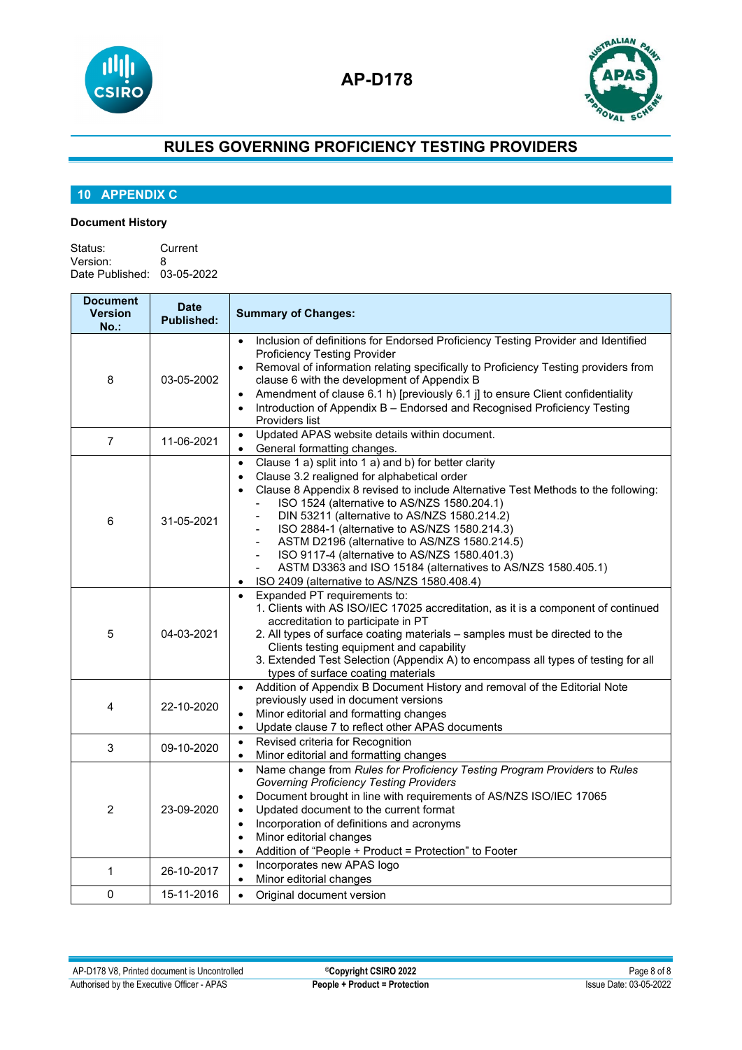## 10 APPENDIX C

**Document History**

Status: Current
Version: 8
Date Published: 03-05-2022

| Document Version No.: | Date Published: | Summary of Changes: |
|---|---|---|
| 8 | 03-05-2002 | • Inclusion of definitions for Endorsed Proficiency Testing Provider and Identified Proficiency Testing Provider<br>• Removal of information relating specifically to Proficiency Testing providers from clause 6 with the development of Appendix B<br>• Amendment of clause 6.1 h) [previously 6.1 j] to ensure Client confidentiality<br>• Introduction of Appendix B – Endorsed and Recognised Proficiency Testing Providers list |
| 7 | 11-06-2021 | • Updated APAS website details within document.<br>• General formatting changes. |
| 6 | 31-05-2021 | • Clause 1 a) split into 1 a) and b) for better clarity<br>• Clause 3.2 realigned for alphabetical order<br>• Clause 8 Appendix 8 revised to include Alternative Test Methods to the following:<br>- ISO 1524 (alternative to AS/NZS 1580.204.1)<br>- DIN 53211 (alternative to AS/NZS 1580.214.2)<br>- ISO 2884-1 (alternative to AS/NZS 1580.214.3)<br>- ASTM D2196 (alternative to AS/NZS 1580.214.5)<br>- ISO 9117-4 (alternative to AS/NZS 1580.401.3)<br>- ASTM D3363 and ISO 15184 (alternatives to AS/NZS 1580.405.1)<br>• ISO 2409 (alternative to AS/NZS 1580.408.4) |
| 5 | 04-03-2021 | • Expanded PT requirements to:<br>1. Clients with AS ISO/IEC 17025 accreditation, as it is a component of continued accreditation to participate in PT<br>2. All types of surface coating materials – samples must be directed to the Clients testing equipment and capability<br>3. Extended Test Selection (Appendix A) to encompass all types of testing for all types of surface coating materials |
| 4 | 22-10-2020 | • Addition of Appendix B Document History and removal of the Editorial Note previously used in document versions<br>• Minor editorial and formatting changes<br>• Update clause 7 to reflect other APAS documents |
| 3 | 09-10-2020 | • Revised criteria for Recognition<br>• Minor editorial and formatting changes |
| 2 | 23-09-2020 | • Name change from *Rules for Proficiency Testing Program Providers* to *Rules Governing Proficiency Testing Providers*<br>• Document brought in line with requirements of AS/NZS ISO/IEC 17065<br>• Updated document to the current format<br>• Incorporation of definitions and acronyms<br>• Minor editorial changes<br>• Addition of "People + Product = Protection" to Footer |
| 1 | 26-10-2017 | • Incorporates new APAS logo<br>• Minor editorial changes |
| 0 | 15-11-2016 | • Original document version |